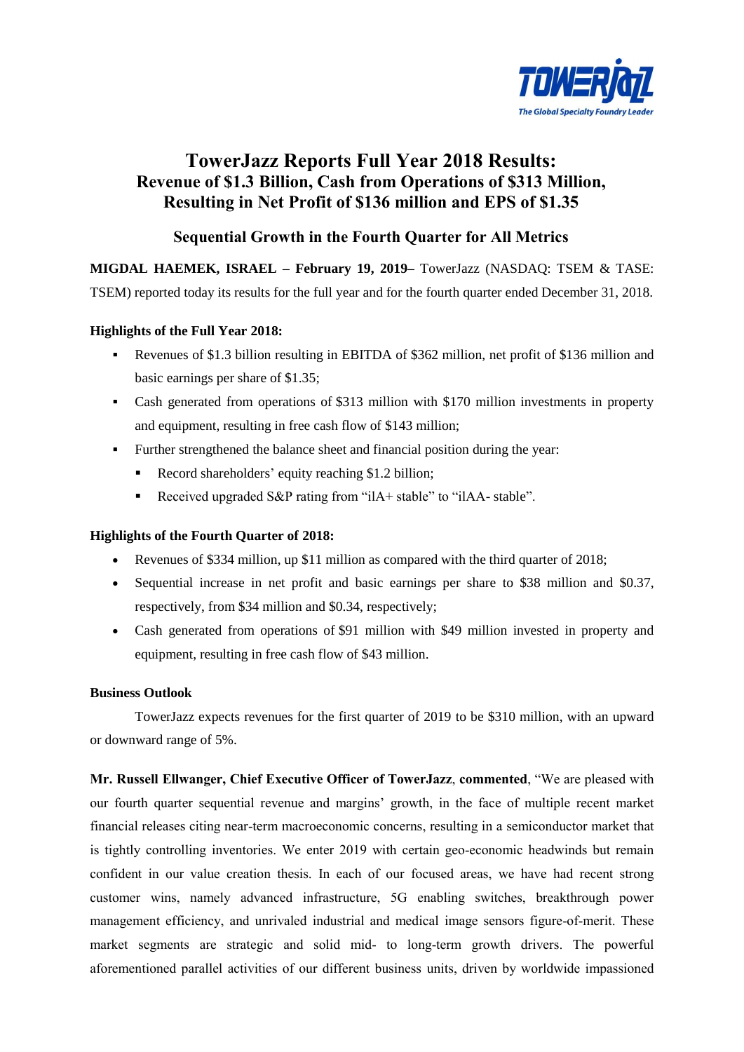# TowerJazz Reports Full Year 2018 Results:
## Revenue of $1.3 Billion, Cash from Operations of $313 Million, Resulting in Net Profit of $136 million and EPS of $1.35

## Sequential Growth in the Fourth Quarter for All Metrics

**MIGDAL HAEMEK, ISRAEL – February 19, 2019**– TowerJazz (NASDAQ: TSEM & TASE: TSEM) reported today its results for the full year and for the fourth quarter ended December 31, 2018.

**Highlights of the Full Year 2018:**

- Revenues of $1.3 billion resulting in EBITDA of $362 million, net profit of $136 million and basic earnings per share of $1.35;
- Cash generated from operations of $313 million with $170 million investments in property and equipment, resulting in free cash flow of $143 million;
- Further strengthened the balance sheet and financial position during the year:
  - Record shareholders' equity reaching $1.2 billion;
  - Received upgraded S&P rating from "ilA+ stable" to "ilAA- stable".

**Highlights of the Fourth Quarter of 2018:**

- Revenues of $334 million, up $11 million as compared with the third quarter of 2018;
- Sequential increase in net profit and basic earnings per share to $38 million and $0.37, respectively, from $34 million and $0.34, respectively;
- Cash generated from operations of $91 million with $49 million invested in property and equipment, resulting in free cash flow of $43 million.

**Business Outlook**

TowerJazz expects revenues for the first quarter of 2019 to be $310 million, with an upward or downward range of 5%.

**Mr. Russell Ellwanger, Chief Executive Officer of TowerJazz**, **commented**, "We are pleased with our fourth quarter sequential revenue and margins' growth, in the face of multiple recent market financial releases citing near-term macroeconomic concerns, resulting in a semiconductor market that is tightly controlling inventories. We enter 2019 with certain geo-economic headwinds but remain confident in our value creation thesis. In each of our focused areas, we have had recent strong customer wins, namely advanced infrastructure, 5G enabling switches, breakthrough power management efficiency, and unrivaled industrial and medical image sensors figure-of-merit. These market segments are strategic and solid mid- to long-term growth drivers. The powerful aforementioned parallel activities of our different business units, driven by worldwide impassioned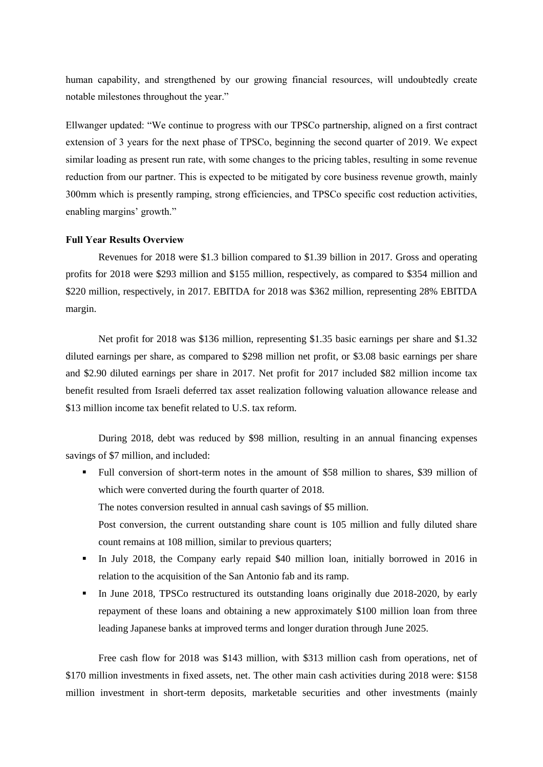human capability, and strengthened by our growing financial resources, will undoubtedly create notable milestones throughout the year."

Ellwanger updated: "We continue to progress with our TPSCo partnership, aligned on a first contract extension of 3 years for the next phase of TPSCo, beginning the second quarter of 2019. We expect similar loading as present run rate, with some changes to the pricing tables, resulting in some revenue reduction from our partner. This is expected to be mitigated by core business revenue growth, mainly 300mm which is presently ramping, strong efficiencies, and TPSCo specific cost reduction activities, enabling margins' growth."

**Full Year Results Overview**

Revenues for 2018 were $1.3 billion compared to $1.39 billion in 2017. Gross and operating profits for 2018 were $293 million and $155 million, respectively, as compared to $354 million and $220 million, respectively, in 2017. EBITDA for 2018 was $362 million, representing 28% EBITDA margin.

Net profit for 2018 was $136 million, representing $1.35 basic earnings per share and $1.32 diluted earnings per share, as compared to $298 million net profit, or $3.08 basic earnings per share and $2.90 diluted earnings per share in 2017. Net profit for 2017 included $82 million income tax benefit resulted from Israeli deferred tax asset realization following valuation allowance release and $13 million income tax benefit related to U.S. tax reform.

During 2018, debt was reduced by $98 million, resulting in an annual financing expenses savings of $7 million, and included:

- Full conversion of short-term notes in the amount of $58 million to shares, $39 million of which were converted during the fourth quarter of 2018.

  The notes conversion resulted in annual cash savings of $5 million.

  Post conversion, the current outstanding share count is 105 million and fully diluted share count remains at 108 million, similar to previous quarters;
- In July 2018, the Company early repaid $40 million loan, initially borrowed in 2016 in relation to the acquisition of the San Antonio fab and its ramp.
- In June 2018, TPSCo restructured its outstanding loans originally due 2018-2020, by early repayment of these loans and obtaining a new approximately $100 million loan from three leading Japanese banks at improved terms and longer duration through June 2025.

Free cash flow for 2018 was $143 million, with $313 million cash from operations, net of $170 million investments in fixed assets, net. The other main cash activities during 2018 were: $158 million investment in short-term deposits, marketable securities and other investments (mainly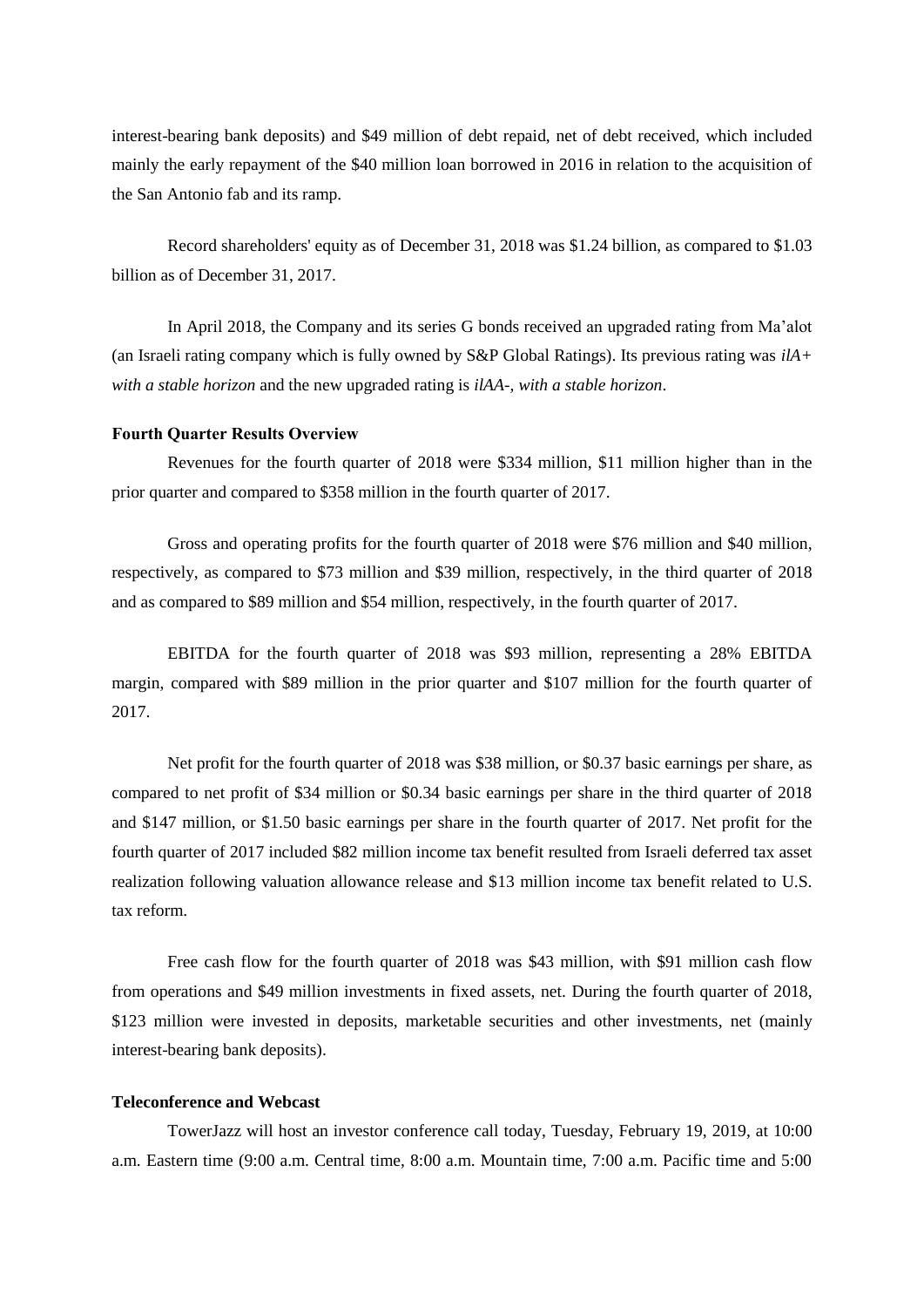interest-bearing bank deposits) and $49 million of debt repaid, net of debt received, which included mainly the early repayment of the $40 million loan borrowed in 2016 in relation to the acquisition of the San Antonio fab and its ramp.

Record shareholders' equity as of December 31, 2018 was $1.24 billion, as compared to $1.03 billion as of December 31, 2017.

In April 2018, the Company and its series G bonds received an upgraded rating from Ma'alot (an Israeli rating company which is fully owned by S&P Global Ratings). Its previous rating was *ilA+ with a stable horizon* and the new upgraded rating is *ilAA-, with a stable horizon*.

**Fourth Quarter Results Overview**

Revenues for the fourth quarter of 2018 were $334 million, $11 million higher than in the prior quarter and compared to $358 million in the fourth quarter of 2017.

Gross and operating profits for the fourth quarter of 2018 were $76 million and $40 million, respectively, as compared to $73 million and $39 million, respectively, in the third quarter of 2018 and as compared to $89 million and $54 million, respectively, in the fourth quarter of 2017.

EBITDA for the fourth quarter of 2018 was $93 million, representing a 28% EBITDA margin, compared with $89 million in the prior quarter and $107 million for the fourth quarter of 2017.

Net profit for the fourth quarter of 2018 was $38 million, or $0.37 basic earnings per share, as compared to net profit of $34 million or $0.34 basic earnings per share in the third quarter of 2018 and $147 million, or $1.50 basic earnings per share in the fourth quarter of 2017. Net profit for the fourth quarter of 2017 included $82 million income tax benefit resulted from Israeli deferred tax asset realization following valuation allowance release and $13 million income tax benefit related to U.S. tax reform.

Free cash flow for the fourth quarter of 2018 was $43 million, with $91 million cash flow from operations and $49 million investments in fixed assets, net. During the fourth quarter of 2018, $123 million were invested in deposits, marketable securities and other investments, net (mainly interest-bearing bank deposits).

**Teleconference and Webcast**

TowerJazz will host an investor conference call today, Tuesday, February 19, 2019, at 10:00 a.m. Eastern time (9:00 a.m. Central time, 8:00 a.m. Mountain time, 7:00 a.m. Pacific time and 5:00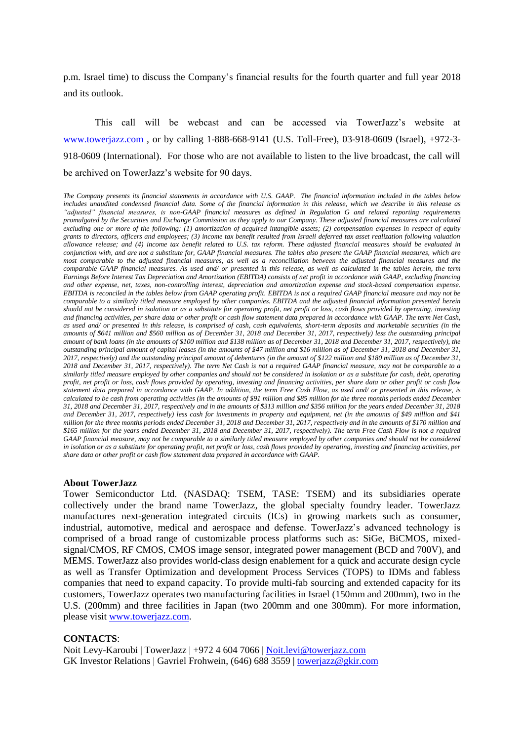p.m. Israel time) to discuss the Company's financial results for the fourth quarter and full year 2018 and its outlook.

This call will be webcast and can be accessed via TowerJazz's website at [www.towerjazz.com](http://www.towerjazz.com) , or by calling 1-888-668-9141 (U.S. Toll-Free), 03-918-0609 (Israel), +972-3-918-0609 (International). For those who are not available to listen to the live broadcast, the call will be archived on TowerJazz's website for 90 days.

*The Company presents its financial statements in accordance with U.S. GAAP. The financial information included in the tables below includes unaudited condensed financial data. Some of the financial information in this release, which we describe in this release as "adjusted" financial measures, is non-GAAP financial measures as defined in Regulation G and related reporting requirements promulgated by the Securities and Exchange Commission as they apply to our Company. These adjusted financial measures are calculated excluding one or more of the following: (1) amortization of acquired intangible assets; (2) compensation expenses in respect of equity grants to directors, officers and employees; (3) income tax benefit resulted from Israeli deferred tax asset realization following valuation allowance release; and (4) income tax benefit related to U.S. tax reform. These adjusted financial measures should be evaluated in conjunction with, and are not a substitute for, GAAP financial measures. The tables also present the GAAP financial measures, which are most comparable to the adjusted financial measures, as well as a reconciliation between the adjusted financial measures and the comparable GAAP financial measures. As used and/ or presented in this release, as well as calculated in the tables herein, the term Earnings Before Interest Tax Depreciation and Amortization (EBITDA) consists of net profit in accordance with GAAP, excluding financing and other expense, net, taxes, non-controlling interest, depreciation and amortization expense and stock-based compensation expense. EBITDA is reconciled in the tables below from GAAP operating profit. EBITDA is not a required GAAP financial measure and may not be comparable to a similarly titled measure employed by other companies. EBITDA and the adjusted financial information presented herein should not be considered in isolation or as a substitute for operating profit, net profit or loss, cash flows provided by operating, investing and financing activities, per share data or other profit or cash flow statement data prepared in accordance with GAAP. The term Net Cash, as used and/ or presented in this release, is comprised of cash, cash equivalents, short-term deposits and marketable securities (in the amounts of $641 million and $560 million as of December 31, 2018 and December 31, 2017, respectively) less the outstanding principal amount of bank loans (in the amounts of $100 million and $138 million as of December 31, 2018 and December 31, 2017, respectively), the outstanding principal amount of capital leases (in the amounts of $47 million and $16 million as of December 31, 2018 and December 31, 2017, respectively) and the outstanding principal amount of debentures (in the amount of $122 million and $180 million as of December 31, 2018 and December 31, 2017, respectively). The term Net Cash is not a required GAAP financial measure, may not be comparable to a similarly titled measure employed by other companies and should not be considered in isolation or as a substitute for cash, debt, operating profit, net profit or loss, cash flows provided by operating, investing and financing activities, per share data or other profit or cash flow statement data prepared in accordance with GAAP. In addition, the term Free Cash Flow, as used and/ or presented in this release, is calculated to be cash from operating activities (in the amounts of $91 million and $85 million for the three months periods ended December 31, 2018 and December 31, 2017, respectively and in the amounts of $313 million and $356 million for the years ended December 31, 2018 and December 31, 2017, respectively) less cash for investments in property and equipment, net (in the amounts of $49 million and $41 million for the three months periods ended December 31, 2018 and December 31, 2017, respectively and in the amounts of $170 million and $165 million for the years ended December 31, 2018 and December 31, 2017, respectively). The term Free Cash Flow is not a required GAAP financial measure, may not be comparable to a similarly titled measure employed by other companies and should not be considered in isolation or as a substitute for operating profit, net profit or loss, cash flows provided by operating, investing and financing activities, per share data or other profit or cash flow statement data prepared in accordance with GAAP.*

**About TowerJazz**

Tower Semiconductor Ltd. (NASDAQ: TSEM, TASE: TSEM) and its subsidiaries operate collectively under the brand name TowerJazz, the global specialty foundry leader. TowerJazz manufactures next-generation integrated circuits (ICs) in growing markets such as consumer, industrial, automotive, medical and aerospace and defense. TowerJazz's advanced technology is comprised of a broad range of customizable process platforms such as: SiGe, BiCMOS, mixed-signal/CMOS, RF CMOS, CMOS image sensor, integrated power management (BCD and 700V), and MEMS. TowerJazz also provides world-class design enablement for a quick and accurate design cycle as well as Transfer Optimization and development Process Services (TOPS) to IDMs and fabless companies that need to expand capacity. To provide multi-fab sourcing and extended capacity for its customers, TowerJazz operates two manufacturing facilities in Israel (150mm and 200mm), two in the U.S. (200mm) and three facilities in Japan (two 200mm and one 300mm). For more information, please visit [www.towerjazz.com](http://www.towerjazz.com).

**CONTACTS**:

Noit Levy-Karoubi | TowerJazz | +972 4 604 7066 | [Noit.levi@towerjazz.com](mailto:Noit.levi@towerjazz.com)
GK Investor Relations | Gavriel Frohwein, (646) 688 3559 | [towerjazz@gkir.com](mailto:towerjazz@gkir.com)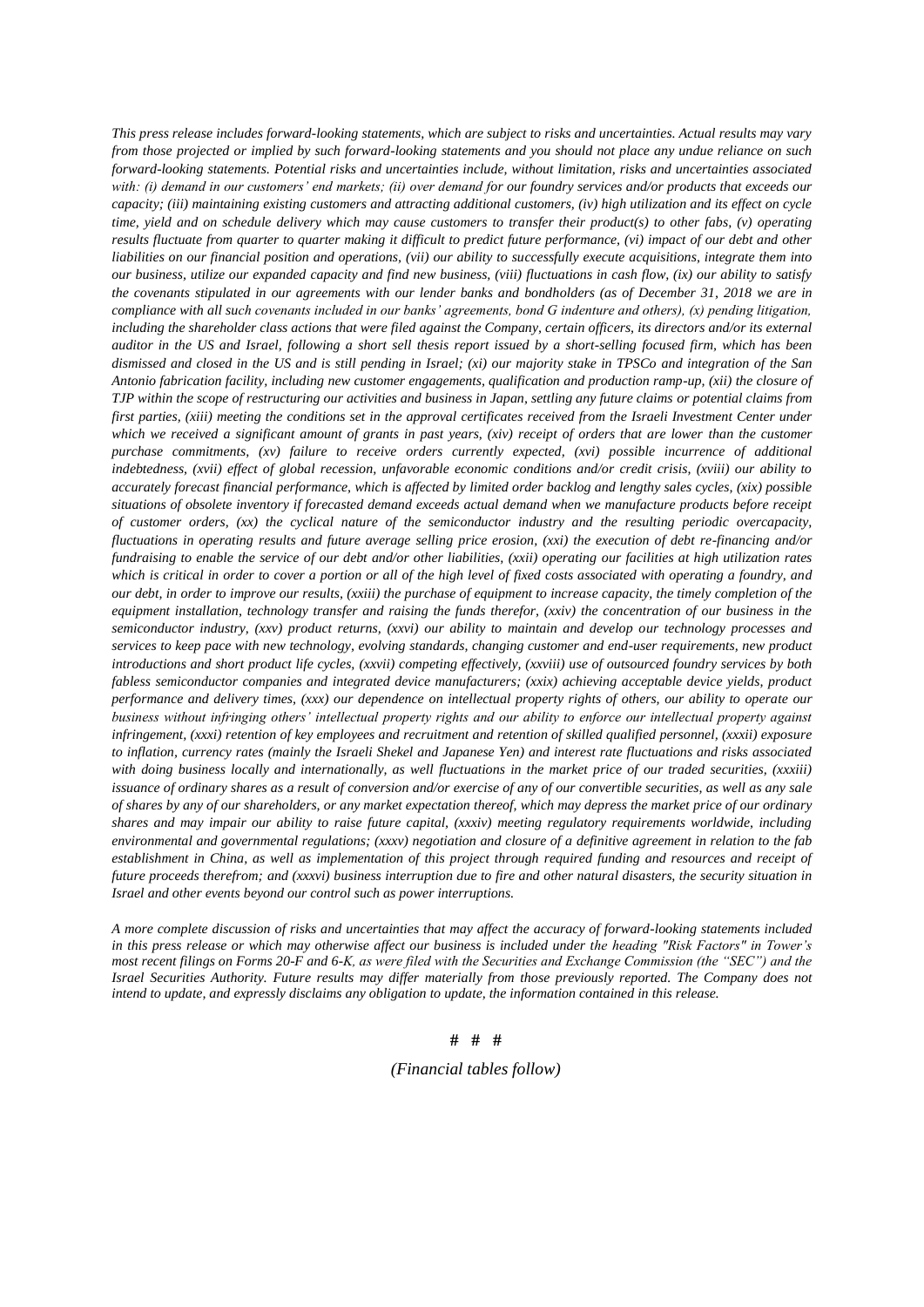*This press release includes forward-looking statements, which are subject to risks and uncertainties. Actual results may vary from those projected or implied by such forward-looking statements and you should not place any undue reliance on such forward-looking statements. Potential risks and uncertainties include, without limitation, risks and uncertainties associated with: (i) demand in our customers' end markets; (ii) over demand for our foundry services and/or products that exceeds our capacity; (iii) maintaining existing customers and attracting additional customers, (iv) high utilization and its effect on cycle time, yield and on schedule delivery which may cause customers to transfer their product(s) to other fabs, (v) operating results fluctuate from quarter to quarter making it difficult to predict future performance, (vi) impact of our debt and other liabilities on our financial position and operations, (vii) our ability to successfully execute acquisitions, integrate them into our business, utilize our expanded capacity and find new business, (viii) fluctuations in cash flow, (ix) our ability to satisfy the covenants stipulated in our agreements with our lender banks and bondholders (as of December 31, 2018 we are in compliance with all such covenants included in our banks' agreements, bond G indenture and others), (x) pending litigation, including the shareholder class actions that were filed against the Company, certain officers, its directors and/or its external auditor in the US and Israel, following a short sell thesis report issued by a short-selling focused firm, which has been dismissed and closed in the US and is still pending in Israel; (xi) our majority stake in TPSCo and integration of the San Antonio fabrication facility, including new customer engagements, qualification and production ramp-up, (xii) the closure of TJP within the scope of restructuring our activities and business in Japan, settling any future claims or potential claims from first parties, (xiii) meeting the conditions set in the approval certificates received from the Israeli Investment Center under which we received a significant amount of grants in past years, (xiv) receipt of orders that are lower than the customer purchase commitments, (xv) failure to receive orders currently expected, (xvi) possible incurrence of additional indebtedness, (xvii) effect of global recession, unfavorable economic conditions and/or credit crisis, (xviii) our ability to accurately forecast financial performance, which is affected by limited order backlog and lengthy sales cycles, (xix) possible situations of obsolete inventory if forecasted demand exceeds actual demand when we manufacture products before receipt of customer orders, (xx) the cyclical nature of the semiconductor industry and the resulting periodic overcapacity, fluctuations in operating results and future average selling price erosion, (xxi) the execution of debt re-financing and/or fundraising to enable the service of our debt and/or other liabilities, (xxii) operating our facilities at high utilization rates which is critical in order to cover a portion or all of the high level of fixed costs associated with operating a foundry, and our debt, in order to improve our results, (xxiii) the purchase of equipment to increase capacity, the timely completion of the equipment installation, technology transfer and raising the funds therefor, (xxiv) the concentration of our business in the semiconductor industry, (xxv) product returns, (xxvi) our ability to maintain and develop our technology processes and services to keep pace with new technology, evolving standards, changing customer and end-user requirements, new product introductions and short product life cycles, (xxvii) competing effectively, (xxviii) use of outsourced foundry services by both fabless semiconductor companies and integrated device manufacturers; (xxix) achieving acceptable device yields, product performance and delivery times, (xxx) our dependence on intellectual property rights of others, our ability to operate our business without infringing others' intellectual property rights and our ability to enforce our intellectual property against infringement, (xxxi) retention of key employees and recruitment and retention of skilled qualified personnel, (xxxii) exposure to inflation, currency rates (mainly the Israeli Shekel and Japanese Yen) and interest rate fluctuations and risks associated with doing business locally and internationally, as well fluctuations in the market price of our traded securities, (xxxiii) issuance of ordinary shares as a result of conversion and/or exercise of any of our convertible securities, as well as any sale of shares by any of our shareholders, or any market expectation thereof, which may depress the market price of our ordinary shares and may impair our ability to raise future capital, (xxxiv) meeting regulatory requirements worldwide, including environmental and governmental regulations; (xxxv) negotiation and closure of a definitive agreement in relation to the fab establishment in China, as well as implementation of this project through required funding and resources and receipt of future proceeds therefrom; and (xxxvi) business interruption due to fire and other natural disasters, the security situation in Israel and other events beyond our control such as power interruptions.*

*A more complete discussion of risks and uncertainties that may affect the accuracy of forward-looking statements included in this press release or which may otherwise affect our business is included under the heading "Risk Factors" in Tower's most recent filings on Forms 20-F and 6-K, as were filed with the Securities and Exchange Commission (the "SEC") and the Israel Securities Authority. Future results may differ materially from those previously reported. The Company does not intend to update, and expressly disclaims any obligation to update, the information contained in this release.*

# # #

*(Financial tables follow)*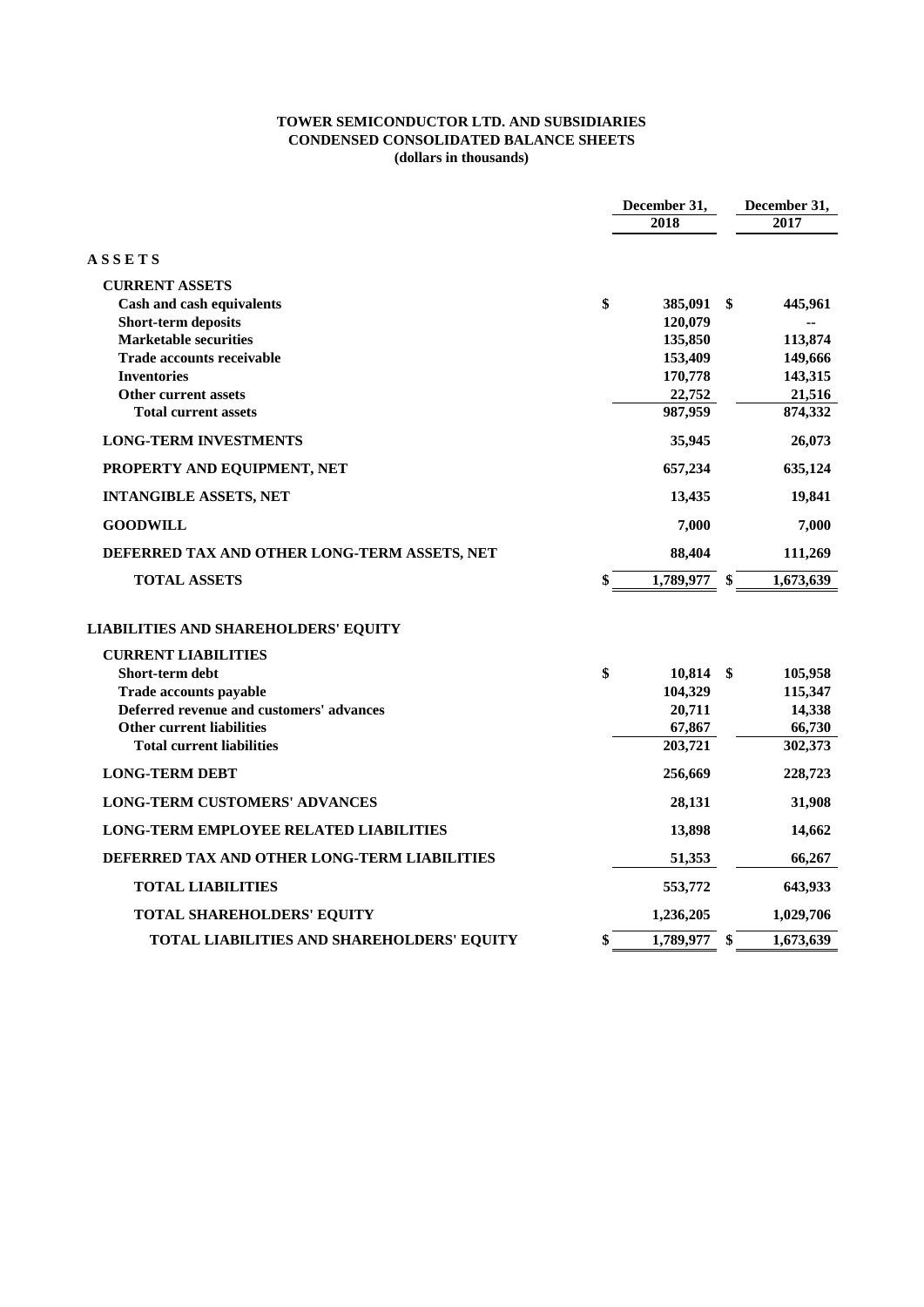# TOWER SEMICONDUCTOR LTD. AND SUBSIDIARIES
## CONDENSED CONSOLIDATED BALANCE SHEETS
### (dollars in thousands)

| | December 31, 2018 | December 31, 2017 |
|---|---|---|
| **ASSETS** | | |
| **CURRENT ASSETS** | | |
| Cash and cash equivalents | $ 385,091 | $ 445,961 |
| Short-term deposits | 120,079 | -- |
| Marketable securities | 135,850 | 113,874 |
| Trade accounts receivable | 153,409 | 149,666 |
| Inventories | 170,778 | 143,315 |
| Other current assets | 22,752 | 21,516 |
| Total current assets | 987,959 | 874,332 |
| **LONG-TERM INVESTMENTS** | 35,945 | 26,073 |
| **PROPERTY AND EQUIPMENT, NET** | 657,234 | 635,124 |
| **INTANGIBLE ASSETS, NET** | 13,435 | 19,841 |
| **GOODWILL** | 7,000 | 7,000 |
| **DEFERRED TAX AND OTHER LONG-TERM ASSETS, NET** | 88,404 | 111,269 |
| **TOTAL ASSETS** | $ 1,789,977 | $ 1,673,639 |
| **LIABILITIES AND SHAREHOLDERS' EQUITY** | | |
| **CURRENT LIABILITIES** | | |
| Short-term debt | $ 10,814 | $ 105,958 |
| Trade accounts payable | 104,329 | 115,347 |
| Deferred revenue and customers' advances | 20,711 | 14,338 |
| Other current liabilities | 67,867 | 66,730 |
| Total current liabilities | 203,721 | 302,373 |
| **LONG-TERM DEBT** | 256,669 | 228,723 |
| **LONG-TERM CUSTOMERS' ADVANCES** | 28,131 | 31,908 |
| **LONG-TERM EMPLOYEE RELATED LIABILITIES** | 13,898 | 14,662 |
| **DEFERRED TAX AND OTHER LONG-TERM LIABILITIES** | 51,353 | 66,267 |
| **TOTAL LIABILITIES** | 553,772 | 643,933 |
| **TOTAL SHAREHOLDERS' EQUITY** | 1,236,205 | 1,029,706 |
| **TOTAL LIABILITIES AND SHAREHOLDERS' EQUITY** | $ 1,789,977 | $ 1,673,639 |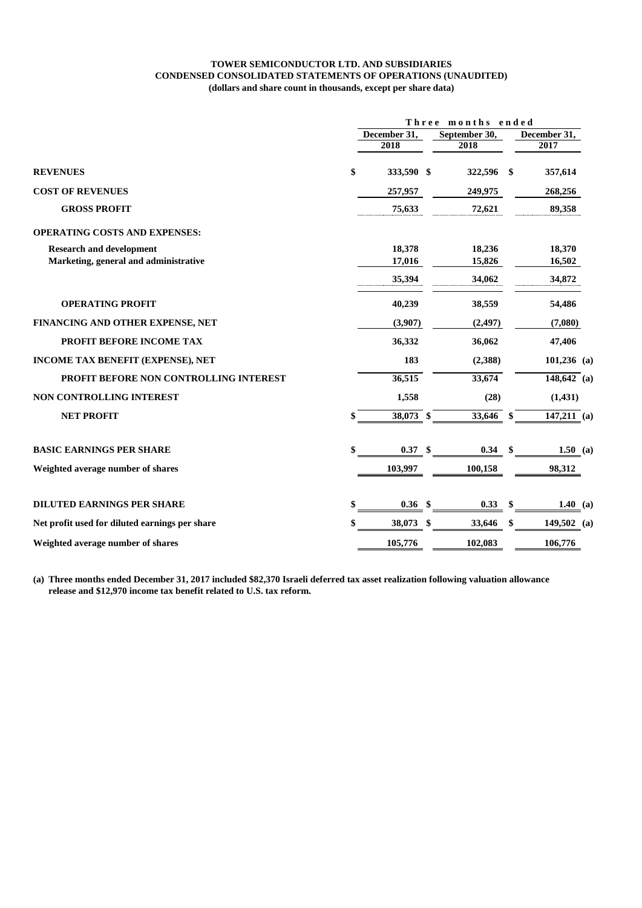**TOWER SEMICONDUCTOR LTD. AND SUBSIDIARIES**
**CONDENSED CONSOLIDATED STATEMENTS OF OPERATIONS (UNAUDITED)**
**(dollars and share count in thousands, except per share data)**

| | Three months ended | | |
|---|---|---|---|
| | December 31, 2018 | September 30, 2018 | December 31, 2017 |
| **REVENUES** | $ 333,590 | $ 322,596 | $ 357,614 |
| **COST OF REVENUES** | 257,957 | 249,975 | 268,256 |
| **GROSS PROFIT** | 75,633 | 72,621 | 89,358 |
| **OPERATING COSTS AND EXPENSES:** | | | |
| **Research and development** | 18,378 | 18,236 | 18,370 |
| **Marketing, general and administrative** | 17,016 | 15,826 | 16,502 |
| | 35,394 | 34,062 | 34,872 |
| **OPERATING PROFIT** | 40,239 | 38,559 | 54,486 |
| **FINANCING AND OTHER EXPENSE, NET** | (3,907) | (2,497) | (7,080) |
| **PROFIT BEFORE INCOME TAX** | 36,332 | 36,062 | 47,406 |
| **INCOME TAX BENEFIT (EXPENSE), NET** | 183 | (2,388) | 101,236 (a) |
| **PROFIT BEFORE NON CONTROLLING INTEREST** | 36,515 | 33,674 | 148,642 (a) |
| **NON CONTROLLING INTEREST** | 1,558 | (28) | (1,431) |
| **NET PROFIT** | $ 38,073 | $ 33,646 | $ 147,211 (a) |
| **BASIC EARNINGS PER SHARE** | $ 0.37 | $ 0.34 | $ 1.50 (a) |
| **Weighted average number of shares** | 103,997 | 100,158 | 98,312 |
| **DILUTED EARNINGS PER SHARE** | $ 0.36 | $ 0.33 | $ 1.40 (a) |
| **Net profit used for diluted earnings per share** | $ 38,073 | $ 33,646 | $ 149,502 (a) |
| **Weighted average number of shares** | 105,776 | 102,083 | 106,776 |

**(a) Three months ended December 31, 2017 included $82,370 Israeli deferred tax asset realization following valuation allowance release and $12,970 income tax benefit related to U.S. tax reform.**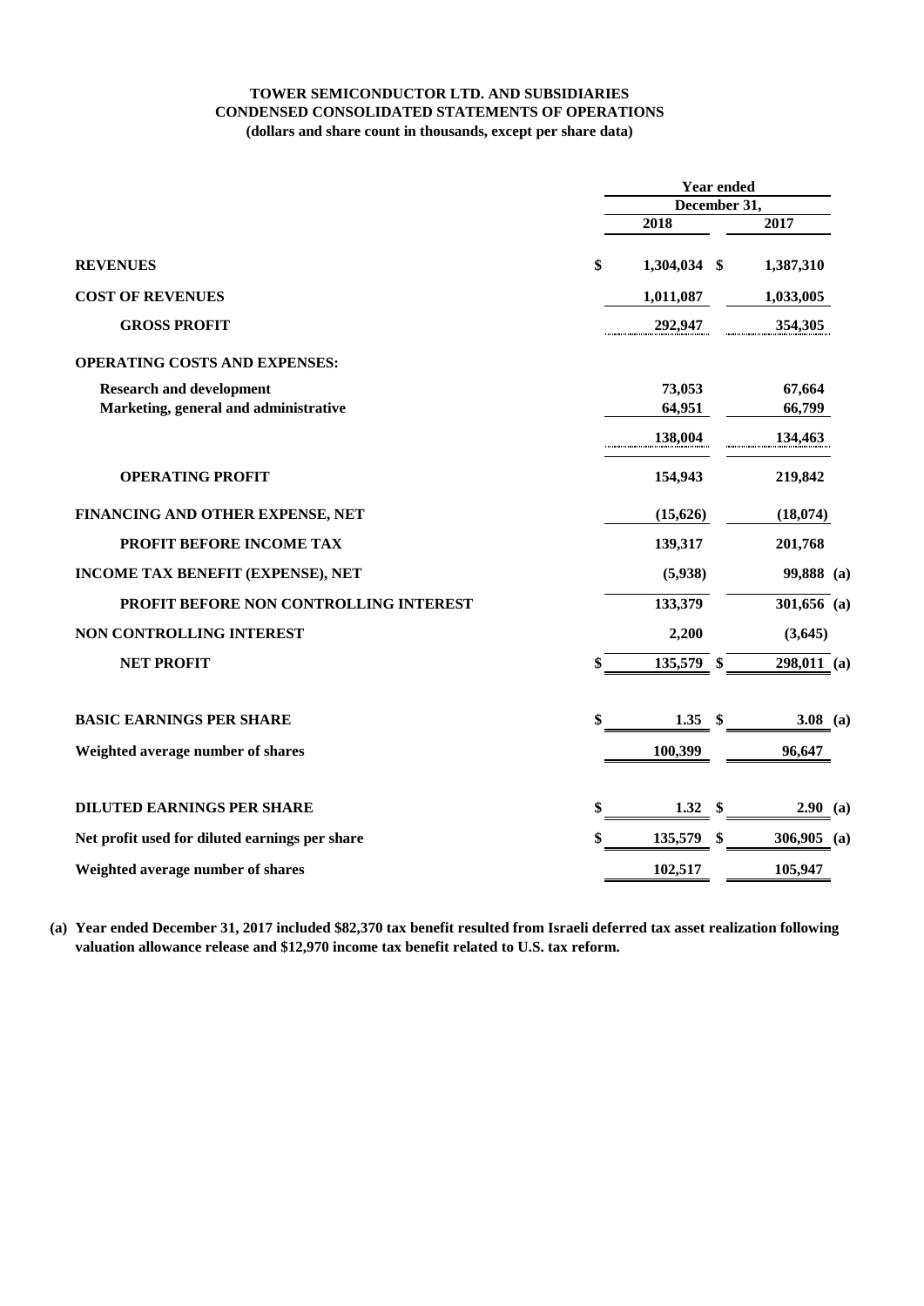**TOWER SEMICONDUCTOR LTD. AND SUBSIDIARIES**
**CONDENSED CONSOLIDATED STATEMENTS OF OPERATIONS**
**(dollars and share count in thousands, except per share data)**

| | Year ended December 31, | |
|---|---|---|
| | 2018 | 2017 |
| **REVENUES** | $ 1,304,034 | $ 1,387,310 |
| **COST OF REVENUES** | 1,011,087 | 1,033,005 |
| **GROSS PROFIT** | 292,947 | 354,305 |
| **OPERATING COSTS AND EXPENSES:** | | |
| **Research and development** | 73,053 | 67,664 |
| **Marketing, general and administrative** | 64,951 | 66,799 |
| | 138,004 | 134,463 |
| **OPERATING PROFIT** | 154,943 | 219,842 |
| **FINANCING AND OTHER EXPENSE, NET** | (15,626) | (18,074) |
| **PROFIT BEFORE INCOME TAX** | 139,317 | 201,768 |
| **INCOME TAX BENEFIT (EXPENSE), NET** | (5,938) | 99,888 (a) |
| **PROFIT BEFORE NON CONTROLLING INTEREST** | 133,379 | 301,656 (a) |
| **NON CONTROLLING INTEREST** | 2,200 | (3,645) |
| **NET PROFIT** | $ 135,579 | $ 298,011 (a) |
| **BASIC EARNINGS PER SHARE** | $ 1.35 | $ 3.08 (a) |
| **Weighted average number of shares** | 100,399 | 96,647 |
| **DILUTED EARNINGS PER SHARE** | $ 1.32 | $ 2.90 (a) |
| **Net profit used for diluted earnings per share** | $ 135,579 | $ 306,905 (a) |
| **Weighted average number of shares** | 102,517 | 105,947 |

**(a) Year ended December 31, 2017 included $82,370 tax benefit resulted from Israeli deferred tax asset realization following valuation allowance release and $12,970 income tax benefit related to U.S. tax reform.**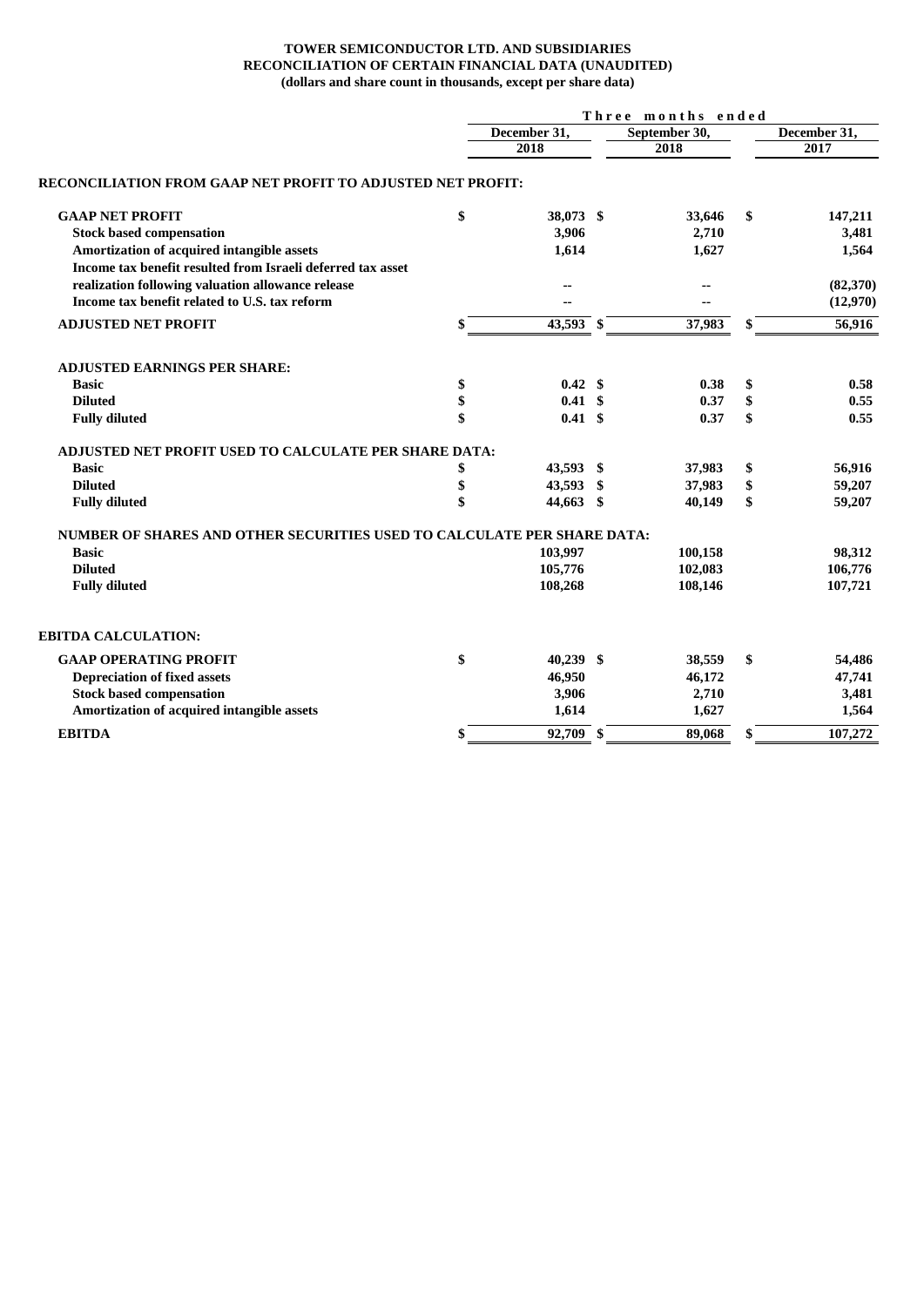**TOWER SEMICONDUCTOR LTD. AND SUBSIDIARIES**
**RECONCILIATION OF CERTAIN FINANCIAL DATA (UNAUDITED)**
**(dollars and share count in thousands, except per share data)**

| | Three months ended | | |
|---|---|---|---|
| | December 31, 2018 | September 30, 2018 | December 31, 2017 |
| **RECONCILIATION FROM GAAP NET PROFIT TO ADJUSTED NET PROFIT:** | | | |
| **GAAP NET PROFIT** | $ 38,073 | $ 33,646 | $ 147,211 |
| Stock based compensation | 3,906 | 2,710 | 3,481 |
| Amortization of acquired intangible assets | 1,614 | 1,627 | 1,564 |
| Income tax benefit resulted from Israeli deferred tax asset realization following valuation allowance release | -- | -- | (82,370) |
| Income tax benefit related to U.S. tax reform | -- | -- | (12,970) |
| **ADJUSTED NET PROFIT** | $ 43,593 | $ 37,983 | $ 56,916 |
| **ADJUSTED EARNINGS PER SHARE:** | | | |
| Basic | $ 0.42 | $ 0.38 | $ 0.58 |
| Diluted | $ 0.41 | $ 0.37 | $ 0.55 |
| Fully diluted | $ 0.41 | $ 0.37 | $ 0.55 |
| **ADJUSTED NET PROFIT USED TO CALCULATE PER SHARE DATA:** | | | |
| Basic | $ 43,593 | $ 37,983 | $ 56,916 |
| Diluted | $ 43,593 | $ 37,983 | $ 59,207 |
| Fully diluted | $ 44,663 | $ 40,149 | $ 59,207 |
| **NUMBER OF SHARES AND OTHER SECURITIES USED TO CALCULATE PER SHARE DATA:** | | | |
| Basic | 103,997 | 100,158 | 98,312 |
| Diluted | 105,776 | 102,083 | 106,776 |
| Fully diluted | 108,268 | 108,146 | 107,721 |
| **EBITDA CALCULATION:** | | | |
| **GAAP OPERATING PROFIT** | $ 40,239 | $ 38,559 | $ 54,486 |
| Depreciation of fixed assets | 46,950 | 46,172 | 47,741 |
| Stock based compensation | 3,906 | 2,710 | 3,481 |
| Amortization of acquired intangible assets | 1,614 | 1,627 | 1,564 |
| **EBITDA** | $ 92,709 | $ 89,068 | $ 107,272 |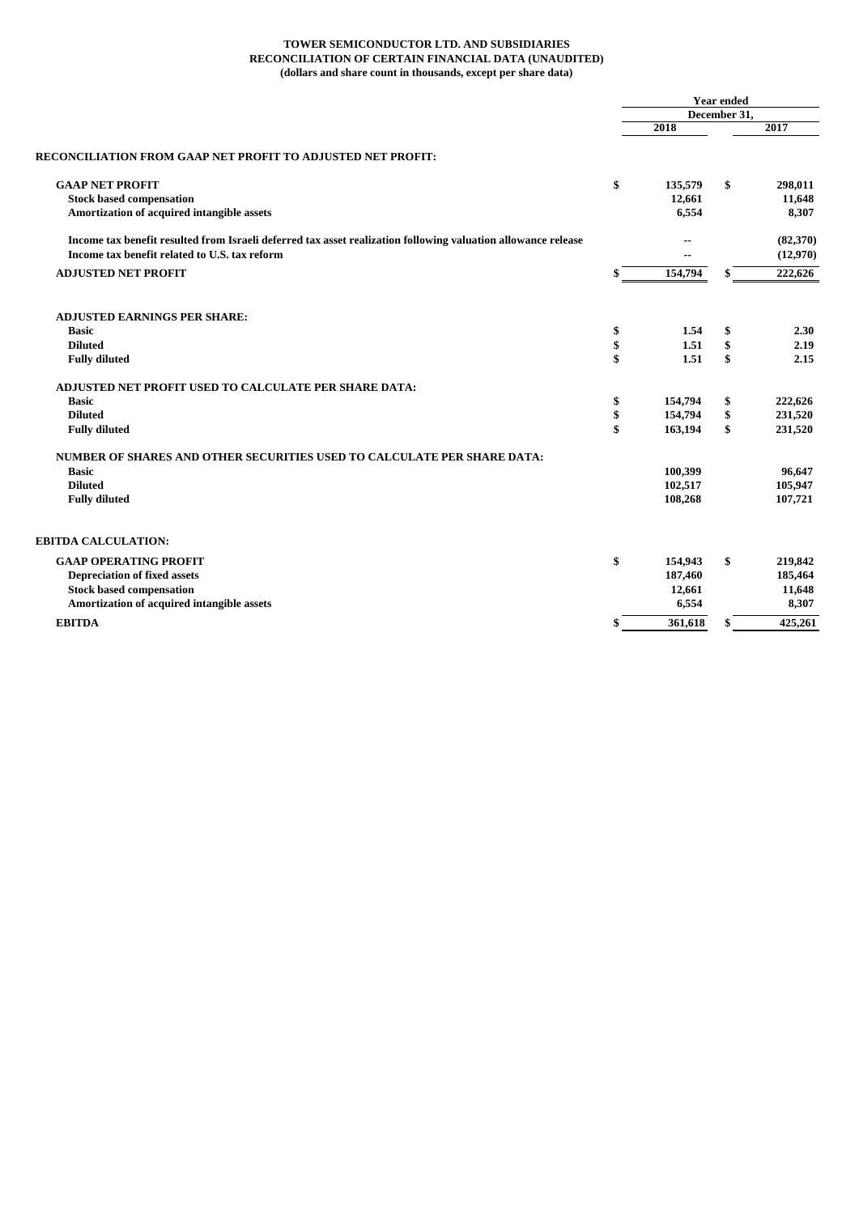**TOWER SEMICONDUCTOR LTD. AND SUBSIDIARIES**
**RECONCILIATION OF CERTAIN FINANCIAL DATA (UNAUDITED)**
**(dollars and share count in thousands, except per share data)**

| | Year ended December 31, | |
|---|---|---|
| | 2018 | 2017 |
| **RECONCILIATION FROM GAAP NET PROFIT TO ADJUSTED NET PROFIT:** | | |
| **GAAP NET PROFIT** | $ 135,579 | $ 298,011 |
| **Stock based compensation** | 12,661 | 11,648 |
| **Amortization of acquired intangible assets** | 6,554 | 8,307 |
| **Income tax benefit resulted from Israeli deferred tax asset realization following valuation allowance release** | -- | (82,370) |
| **Income tax benefit related to U.S. tax reform** | -- | (12,970) |
| **ADJUSTED NET PROFIT** | $ 154,794 | $ 222,626 |
| **ADJUSTED EARNINGS PER SHARE:** | | |
| **Basic** | $ 1.54 | $ 2.30 |
| **Diluted** | $ 1.51 | $ 2.19 |
| **Fully diluted** | $ 1.51 | $ 2.15 |
| **ADJUSTED NET PROFIT USED TO CALCULATE PER SHARE DATA:** | | |
| **Basic** | $ 154,794 | $ 222,626 |
| **Diluted** | $ 154,794 | $ 231,520 |
| **Fully diluted** | $ 163,194 | $ 231,520 |
| **NUMBER OF SHARES AND OTHER SECURITIES USED TO CALCULATE PER SHARE DATA:** | | |
| **Basic** | 100,399 | 96,647 |
| **Diluted** | 102,517 | 105,947 |
| **Fully diluted** | 108,268 | 107,721 |
| **EBITDA CALCULATION:** | | |
| **GAAP OPERATING PROFIT** | $ 154,943 | $ 219,842 |
| **Depreciation of fixed assets** | 187,460 | 185,464 |
| **Stock based compensation** | 12,661 | 11,648 |
| **Amortization of acquired intangible assets** | 6,554 | 8,307 |
| **EBITDA** | $ 361,618 | $ 425,261 |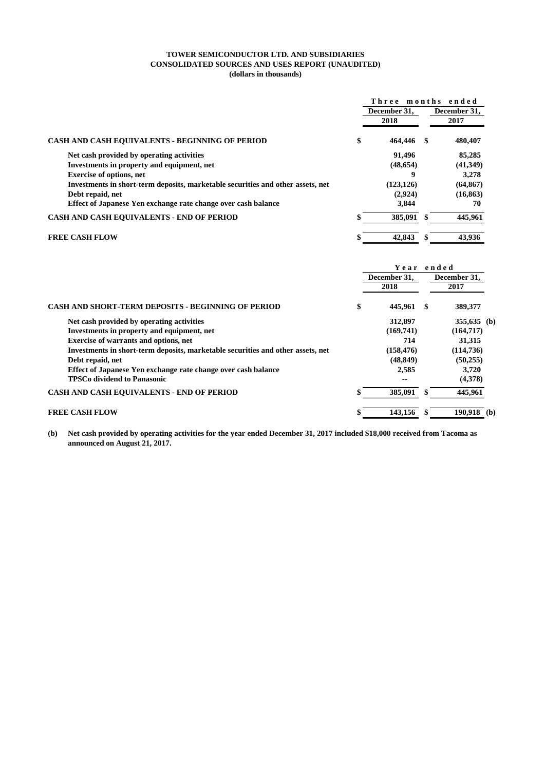**TOWER SEMICONDUCTOR LTD. AND SUBSIDIARIES**
**CONSOLIDATED SOURCES AND USES REPORT (UNAUDITED)**
**(dollars in thousands)**

| | Three months ended | |
|---|---|---|
| | December 31, 2018 | December 31, 2017 |
| **CASH AND CASH EQUIVALENTS - BEGINNING OF PERIOD** | $ 464,446 | $ 480,407 |
| Net cash provided by operating activities | 91,496 | 85,285 |
| Investments in property and equipment, net | (48,654) | (41,349) |
| Exercise of options, net | 9 | 3,278 |
| Investments in short-term deposits, marketable securities and other assets, net | (123,126) | (64,867) |
| Debt repaid, net | (2,924) | (16,863) |
| Effect of Japanese Yen exchange rate change over cash balance | 3,844 | 70 |
| **CASH AND CASH EQUIVALENTS - END OF PERIOD** | $ 385,091 | $ 445,961 |
| **FREE CASH FLOW** | $ 42,843 | $ 43,936 |

| | Year ended | |
|---|---|---|
| | December 31, 2018 | December 31, 2017 |
| **CASH AND SHORT-TERM DEPOSITS - BEGINNING OF PERIOD** | $ 445,961 | $ 389,377 |
| Net cash provided by operating activities | 312,897 | 355,635 (b) |
| Investments in property and equipment, net | (169,741) | (164,717) |
| Exercise of warrants and options, net | 714 | 31,315 |
| Investments in short-term deposits, marketable securities and other assets, net | (158,476) | (114,736) |
| Debt repaid, net | (48,849) | (50,255) |
| Effect of Japanese Yen exchange rate change over cash balance | 2,585 | 3,720 |
| TPSCo dividend to Panasonic | -- | (4,378) |
| **CASH AND CASH EQUIVALENTS - END OF PERIOD** | $ 385,091 | $ 445,961 |
| **FREE CASH FLOW** | $ 143,156 | $ 190,918 (b) |

**(b)** Net cash provided by operating activities for the year ended December 31, 2017 included $18,000 received from Tacoma as announced on August 21, 2017.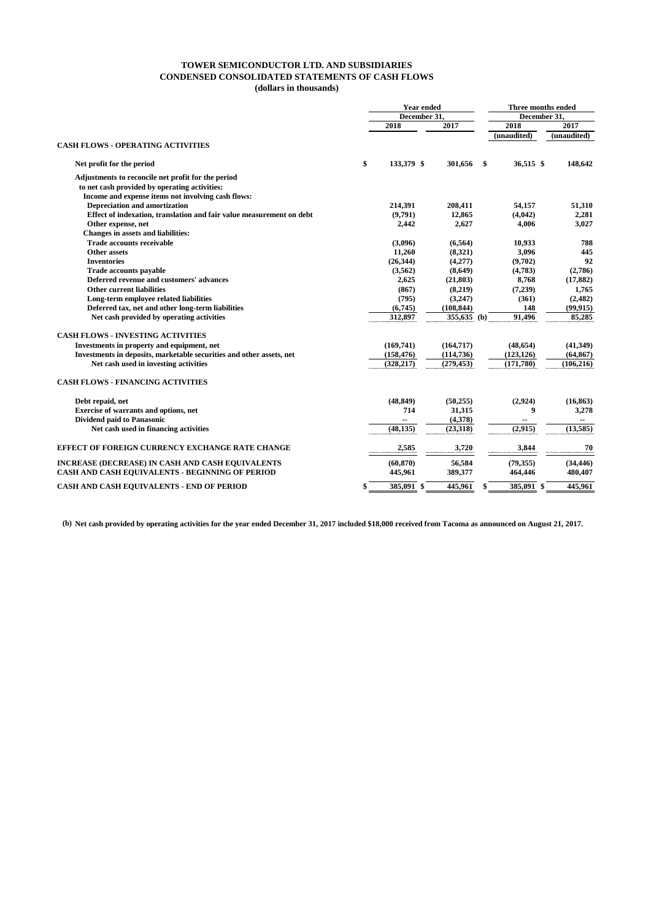# TOWER SEMICONDUCTOR LTD. AND SUBSIDIARIES
## CONDENSED CONSOLIDATED STATEMENTS OF CASH FLOWS
### (dollars in thousands)

| | Year ended December 31, | | Three months ended December 31, | |
|---|---|---|---|---|
| | 2018 | 2017 | 2018 | 2017 |
| | | | (unaudited) | (unaudited) |
| **CASH FLOWS - OPERATING ACTIVITIES** | | | | |
| Net profit for the period | $ 133,379 | $ 301,656 | $ 36,515 | $ 148,642 |
| Adjustments to reconcile net profit for the period to net cash provided by operating activities: | | | | |
| Income and expense items not involving cash flows: | | | | |
| Depreciation and amortization | 214,391 | 208,411 | 54,157 | 51,310 |
| Effect of indexation, translation and fair value measurement on debt | (9,791) | 12,865 | (4,042) | 2,281 |
| Other expense, net | 2,442 | 2,627 | 4,006 | 3,027 |
| Changes in assets and liabilities: | | | | |
| Trade accounts receivable | (3,096) | (6,564) | 10,933 | 788 |
| Other assets | 11,260 | (8,321) | 3,096 | 445 |
| Inventories | (26,344) | (4,277) | (9,702) | 92 |
| Trade accounts payable | (3,562) | (8,649) | (4,783) | (2,786) |
| Deferred revenue and customers' advances | 2,625 | (21,803) | 8,768 | (17,882) |
| Other current liabilities | (867) | (8,219) | (7,239) | 1,765 |
| Long-term employee related liabilities | (795) | (3,247) | (361) | (2,482) |
| Deferred tax, net and other long-term liabilities | (6,745) | (108,844) | 148 | (99,915) |
| Net cash provided by operating activities | 312,897 | 355,635 (b) | 91,496 | 85,285 |
| **CASH FLOWS - INVESTING ACTIVITIES** | | | | |
| Investments in property and equipment, net | (169,741) | (164,717) | (48,654) | (41,349) |
| Investments in deposits, marketable securities and other assets, net | (158,476) | (114,736) | (123,126) | (64,867) |
| Net cash used in investing activities | (328,217) | (279,453) | (171,780) | (106,216) |
| **CASH FLOWS - FINANCING ACTIVITIES** | | | | |
| Debt repaid, net | (48,849) | (50,255) | (2,924) | (16,863) |
| Exercise of warrants and options, net | 714 | 31,315 | 9 | 3,278 |
| Dividend paid to Panasonic | -- | (4,378) | -- | -- |
| Net cash used in financing activities | (48,135) | (23,318) | (2,915) | (13,585) |
| **EFFECT OF FOREIGN CURRENCY EXCHANGE RATE CHANGE** | 2,585 | 3,720 | 3,844 | 70 |
| **INCREASE (DECREASE) IN CASH AND CASH EQUIVALENTS** | (60,870) | 56,584 | (79,355) | (34,446) |
| **CASH AND CASH EQUIVALENTS - BEGINNING OF PERIOD** | 445,961 | 389,377 | 464,446 | 480,407 |
| **CASH AND CASH EQUIVALENTS - END OF PERIOD** | $ 385,091 | $ 445,961 | $ 385,091 | $ 445,961 |

(b) Net cash provided by operating activities for the year ended December 31, 2017 included $18,000 received from Tacoma as announced on August 21, 2017.